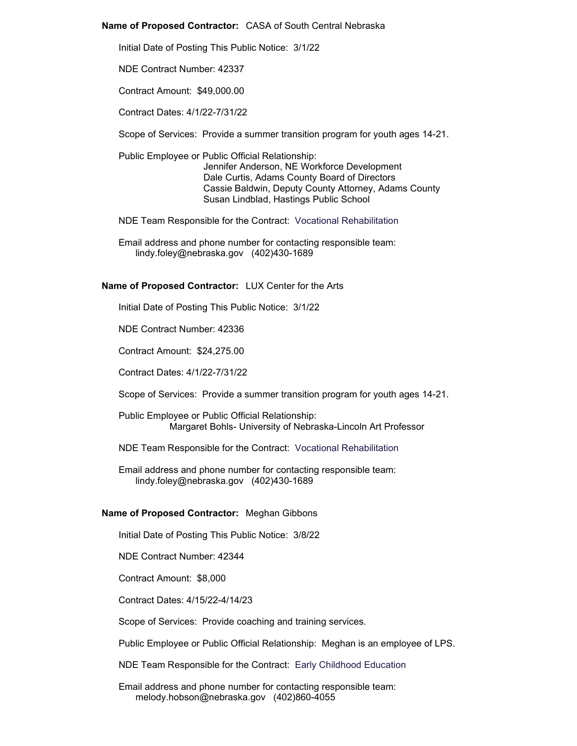**Name of Proposed Contractor:** CASA of South Central Nebraska

Initial Date of Posting This Public Notice: 3/1/22

NDE Contract Number: 42337

Contract Amount: $49,000.00

Contract Dates: 4/1/22-7/31/22

Scope of Services: Provide a summer transition program for youth ages 14-21.

Public Employee or Public Official Relationship:
Jennifer Anderson, NE Workforce Development
Dale Curtis, Adams County Board of Directors
Cassie Baldwin, Deputy County Attorney, Adams County
Susan Lindblad, Hastings Public School

NDE Team Responsible for the Contract: Vocational Rehabilitation

Email address and phone number for contacting responsible team:
lindy.foley@nebraska.gov (402)430-1689

**Name of Proposed Contractor:** LUX Center for the Arts

Initial Date of Posting This Public Notice: 3/1/22

NDE Contract Number: 42336

Contract Amount: $24,275.00

Contract Dates: 4/1/22-7/31/22

Scope of Services: Provide a summer transition program for youth ages 14-21.

Public Employee or Public Official Relationship:
Margaret Bohls- University of Nebraska-Lincoln Art Professor

NDE Team Responsible for the Contract: Vocational Rehabilitation

Email address and phone number for contacting responsible team:
lindy.foley@nebraska.gov (402)430-1689

**Name of Proposed Contractor:** Meghan Gibbons

Initial Date of Posting This Public Notice: 3/8/22

NDE Contract Number: 42344

Contract Amount: $8,000

Contract Dates: 4/15/22-4/14/23

Scope of Services: Provide coaching and training services.

Public Employee or Public Official Relationship: Meghan is an employee of LPS.

NDE Team Responsible for the Contract: Early Childhood Education

Email address and phone number for contacting responsible team:
melody.hobson@nebraska.gov (402)860-4055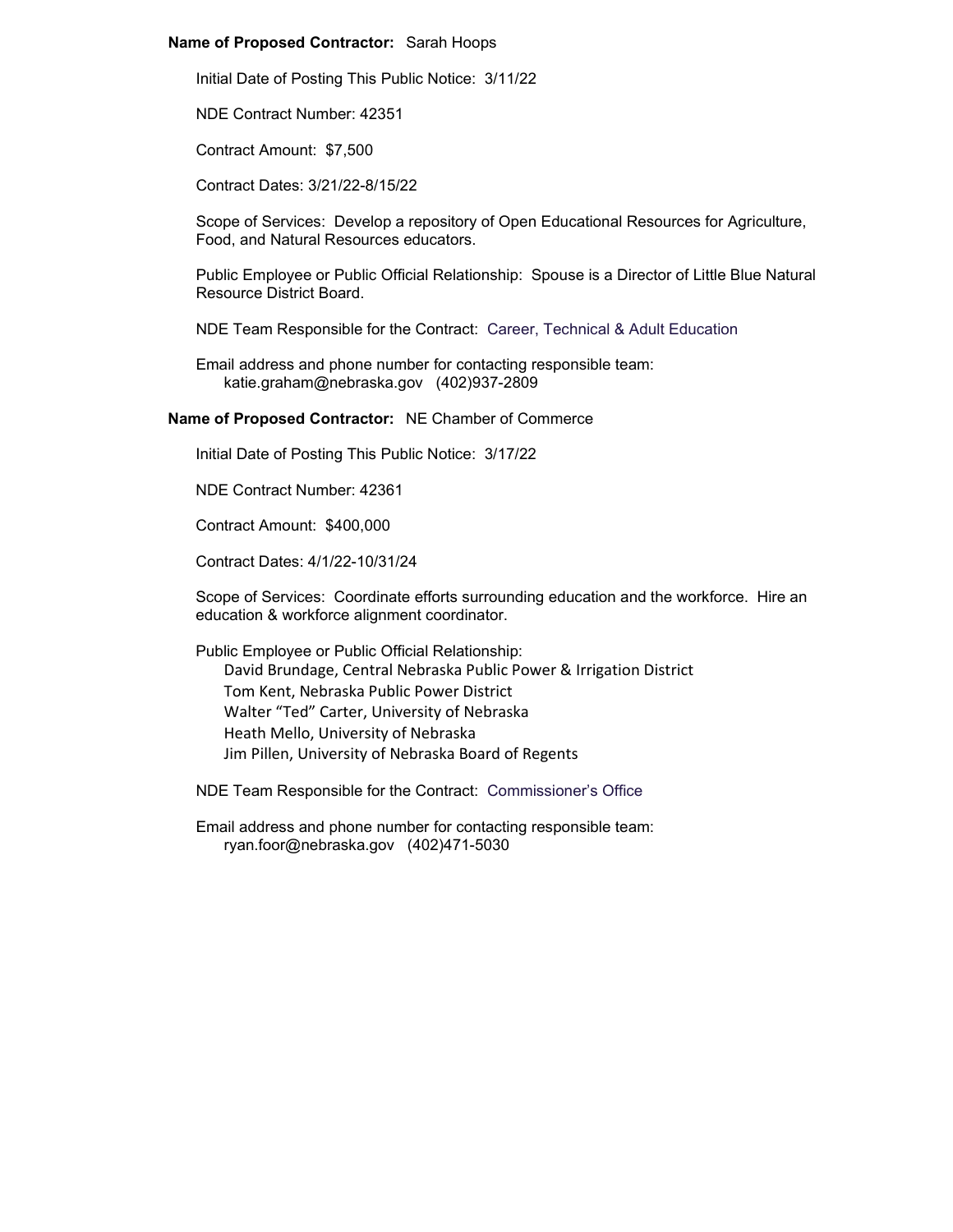**Name of Proposed Contractor:** Sarah Hoops

Initial Date of Posting This Public Notice: 3/11/22

NDE Contract Number: 42351

Contract Amount: $7,500

Contract Dates: 3/21/22-8/15/22

Scope of Services: Develop a repository of Open Educational Resources for Agriculture, Food, and Natural Resources educators.

Public Employee or Public Official Relationship: Spouse is a Director of Little Blue Natural Resource District Board.

NDE Team Responsible for the Contract: Career, Technical & Adult Education

Email address and phone number for contacting responsible team:
katie.graham@nebraska.gov (402)937-2809

**Name of Proposed Contractor:** NE Chamber of Commerce

Initial Date of Posting This Public Notice: 3/17/22

NDE Contract Number: 42361

Contract Amount: $400,000

Contract Dates: 4/1/22-10/31/24

Scope of Services: Coordinate efforts surrounding education and the workforce. Hire an education & workforce alignment coordinator.

Public Employee or Public Official Relationship:
David Brundage, Central Nebraska Public Power & Irrigation District
Tom Kent, Nebraska Public Power District
Walter "Ted" Carter, University of Nebraska
Heath Mello, University of Nebraska
Jim Pillen, University of Nebraska Board of Regents

NDE Team Responsible for the Contract: Commissioner's Office

Email address and phone number for contacting responsible team:
ryan.foor@nebraska.gov (402)471-5030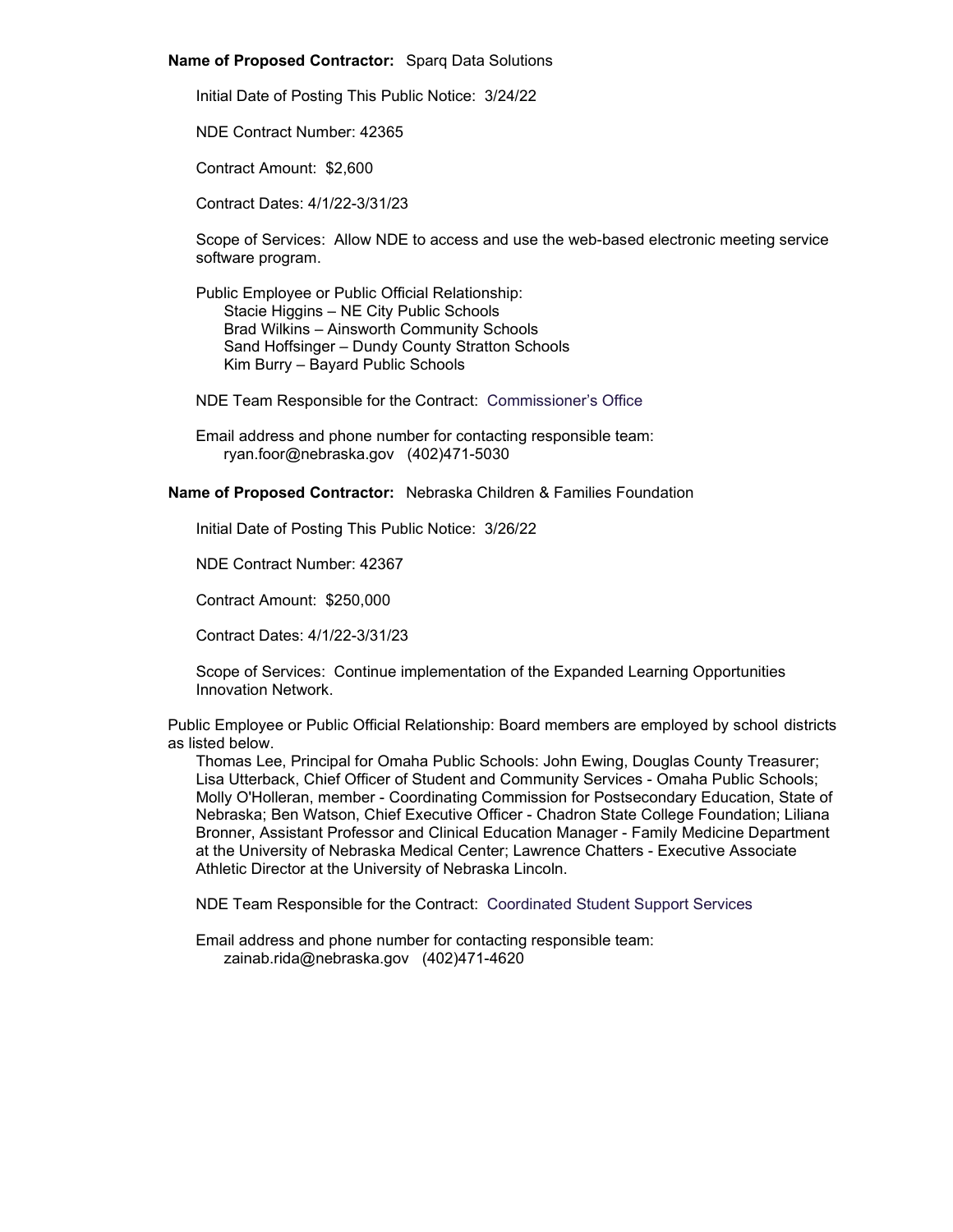**Name of Proposed Contractor:** Sparq Data Solutions

Initial Date of Posting This Public Notice: 3/24/22

NDE Contract Number: 42365

Contract Amount: $2,600

Contract Dates: 4/1/22-3/31/23

Scope of Services: Allow NDE to access and use the web-based electronic meeting service software program.

Public Employee or Public Official Relationship:
Stacie Higgins – NE City Public Schools
Brad Wilkins – Ainsworth Community Schools
Sand Hoffsinger – Dundy County Stratton Schools
Kim Burry – Bayard Public Schools

NDE Team Responsible for the Contract: Commissioner's Office

Email address and phone number for contacting responsible team:
ryan.foor@nebraska.gov (402)471-5030

**Name of Proposed Contractor:** Nebraska Children & Families Foundation

Initial Date of Posting This Public Notice: 3/26/22

NDE Contract Number: 42367

Contract Amount: $250,000

Contract Dates: 4/1/22-3/31/23

Scope of Services: Continue implementation of the Expanded Learning Opportunities Innovation Network.

Public Employee or Public Official Relationship: Board members are employed by school districts as listed below.

Thomas Lee, Principal for Omaha Public Schools: John Ewing, Douglas County Treasurer; Lisa Utterback, Chief Officer of Student and Community Services - Omaha Public Schools; Molly O'Holleran, member - Coordinating Commission for Postsecondary Education, State of Nebraska; Ben Watson, Chief Executive Officer - Chadron State College Foundation; Liliana Bronner, Assistant Professor and Clinical Education Manager - Family Medicine Department at the University of Nebraska Medical Center; Lawrence Chatters - Executive Associate Athletic Director at the University of Nebraska Lincoln.

NDE Team Responsible for the Contract: Coordinated Student Support Services

Email address and phone number for contacting responsible team:
zainab.rida@nebraska.gov (402)471-4620